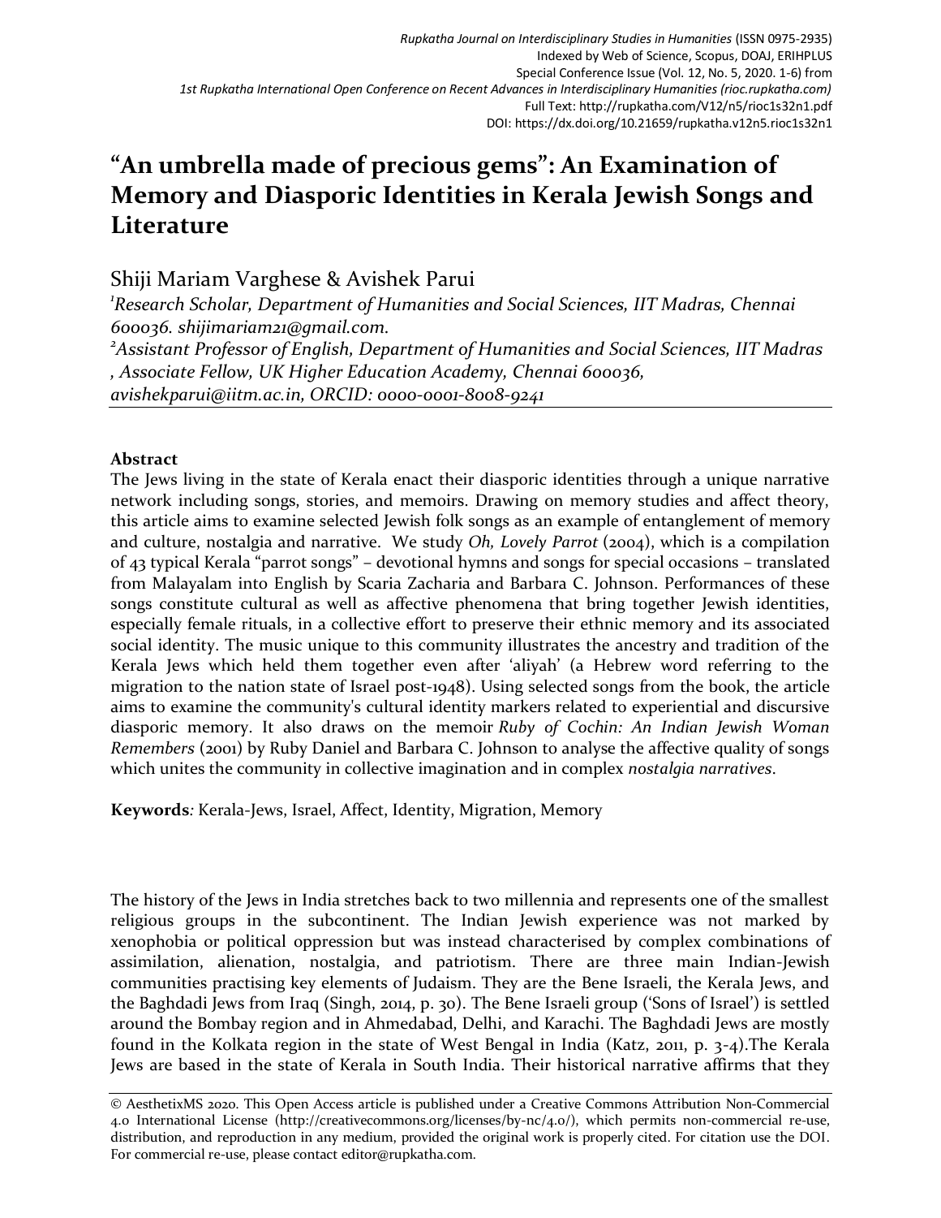# "An umbrella made of precious gems": An Examination of Memory and Diasporic Identities in Kerala Jewish Songs and Literature

Shiji Mariam Varghese & Avishek Parui

[1]*Research Scholar, Department of Humanities and Social Sciences, IIT Madras, Chennai 600036. shijimariam21@gmail.com.*

[2]*Assistant Professor of English, Department of Humanities and Social Sciences, IIT Madras , Associate Fellow, UK Higher Education Academy, Chennai 600036, avishekparui@iitm.ac.in, ORCID: 0000-0001-8008-9241*

## Abstract

The Jews living in the state of Kerala enact their diasporic identities through a unique narrative network including songs, stories, and memoirs. Drawing on memory studies and affect theory, this article aims to examine selected Jewish folk songs as an example of entanglement of memory and culture, nostalgia and narrative. We study *Oh, Lovely Parrot* (2004), which is a compilation of 43 typical Kerala "parrot songs" – devotional hymns and songs for special occasions – translated from Malayalam into English by Scaria Zacharia and Barbara C. Johnson. Performances of these songs constitute cultural as well as affective phenomena that bring together Jewish identities, especially female rituals, in a collective effort to preserve their ethnic memory and its associated social identity. The music unique to this community illustrates the ancestry and tradition of the Kerala Jews which held them together even after 'aliyah' (a Hebrew word referring to the migration to the nation state of Israel post-1948). Using selected songs from the book, the article aims to examine the community's cultural identity markers related to experiential and discursive diasporic memory. It also draws on the memoir *Ruby of Cochin: An Indian Jewish Woman Remembers* (2001) by Ruby Daniel and Barbara C. Johnson to analyse the affective quality of songs which unites the community in collective imagination and in complex *nostalgia narratives*.

**Keywords***:* Kerala-Jews, Israel, Affect, Identity, Migration, Memory

The history of the Jews in India stretches back to two millennia and represents one of the smallest religious groups in the subcontinent. The Indian Jewish experience was not marked by xenophobia or political oppression but was instead characterised by complex combinations of assimilation, alienation, nostalgia, and patriotism. There are three main Indian-Jewish communities practising key elements of Judaism. They are the Bene Israeli, the Kerala Jews, and the Baghdadi Jews from Iraq (Singh, 2014, p. 30). The Bene Israeli group ('Sons of Israel') is settled around the Bombay region and in Ahmedabad, Delhi, and Karachi. The Baghdadi Jews are mostly found in the Kolkata region in the state of West Bengal in India (Katz, 2011, p. 3-4).The Kerala Jews are based in the state of Kerala in South India. Their historical narrative affirms that they

© AesthetixMS 2020. This Open Access article is published under a Creative Commons Attribution Non-Commercial 4.0 International License (http://creativecommons.org/licenses/by-nc/4.0/), which permits non-commercial re-use, distribution, and reproduction in any medium, provided the original work is properly cited. For citation use the DOI. For commercial re-use, please contact editor@rupkatha.com.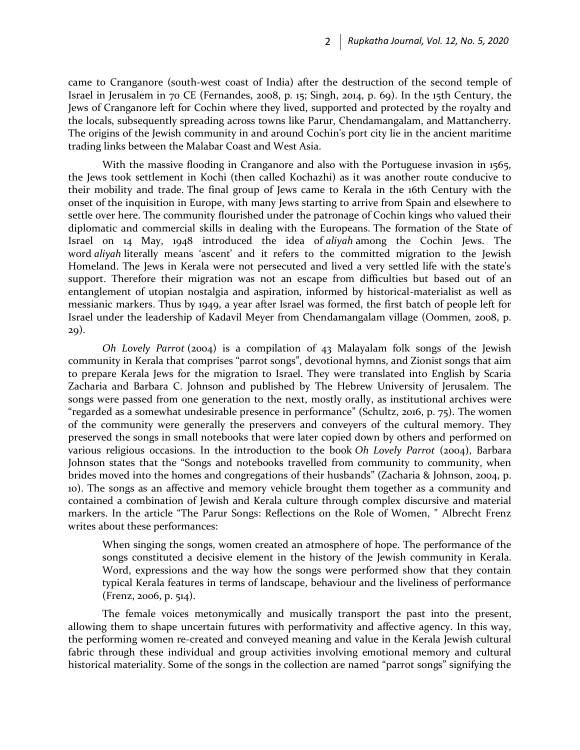came to Cranganore (south-west coast of India) after the destruction of the second temple of Israel in Jerusalem in 70 CE (Fernandes, 2008, p. 15; Singh, 2014, p. 69). In the 15th Century, the Jews of Cranganore left for Cochin where they lived, supported and protected by the royalty and the locals, subsequently spreading across towns like Parur, Chendamangalam, and Mattancherry. The origins of the Jewish community in and around Cochin's port city lie in the ancient maritime trading links between the Malabar Coast and West Asia.

With the massive flooding in Cranganore and also with the Portuguese invasion in 1565, the Jews took settlement in Kochi (then called Kochazhi) as it was another route conducive to their mobility and trade. The final group of Jews came to Kerala in the 16th Century with the onset of the inquisition in Europe, with many Jews starting to arrive from Spain and elsewhere to settle over here. The community flourished under the patronage of Cochin kings who valued their diplomatic and commercial skills in dealing with the Europeans. The formation of the State of Israel on 14 May, 1948 introduced the idea of *aliyah* among the Cochin Jews. The word *aliyah* literally means 'ascent' and it refers to the committed migration to the Jewish Homeland. The Jews in Kerala were not persecuted and lived a very settled life with the state's support. Therefore their migration was not an escape from difficulties but based out of an entanglement of utopian nostalgia and aspiration, informed by historical-materialist as well as messianic markers. Thus by 1949, a year after Israel was formed, the first batch of people left for Israel under the leadership of Kadavil Meyer from Chendamangalam village (Oommen, 2008, p. 29).

*Oh Lovely Parrot* (2004) is a compilation of 43 Malayalam folk songs of the Jewish community in Kerala that comprises "parrot songs", devotional hymns, and Zionist songs that aim to prepare Kerala Jews for the migration to Israel. They were translated into English by Scaria Zacharia and Barbara C. Johnson and published by The Hebrew University of Jerusalem. The songs were passed from one generation to the next, mostly orally, as institutional archives were "regarded as a somewhat undesirable presence in performance" (Schultz, 2016, p. 75). The women of the community were generally the preservers and conveyers of the cultural memory. They preserved the songs in small notebooks that were later copied down by others and performed on various religious occasions. In the introduction to the book *Oh Lovely Parrot* (2004), Barbara Johnson states that the "Songs and notebooks travelled from community to community, when brides moved into the homes and congregations of their husbands" (Zacharia & Johnson, 2004, p. 10). The songs as an affective and memory vehicle brought them together as a community and contained a combination of Jewish and Kerala culture through complex discursive and material markers. In the article "The Parur Songs: Reflections on the Role of Women, " Albrecht Frenz writes about these performances:

> When singing the songs, women created an atmosphere of hope. The performance of the songs constituted a decisive element in the history of the Jewish community in Kerala. Word, expressions and the way how the songs were performed show that they contain typical Kerala features in terms of landscape, behaviour and the liveliness of performance (Frenz, 2006, p. 514).

The female voices metonymically and musically transport the past into the present, allowing them to shape uncertain futures with performativity and affective agency. In this way, the performing women re-created and conveyed meaning and value in the Kerala Jewish cultural fabric through these individual and group activities involving emotional memory and cultural historical materiality. Some of the songs in the collection are named "parrot songs" signifying the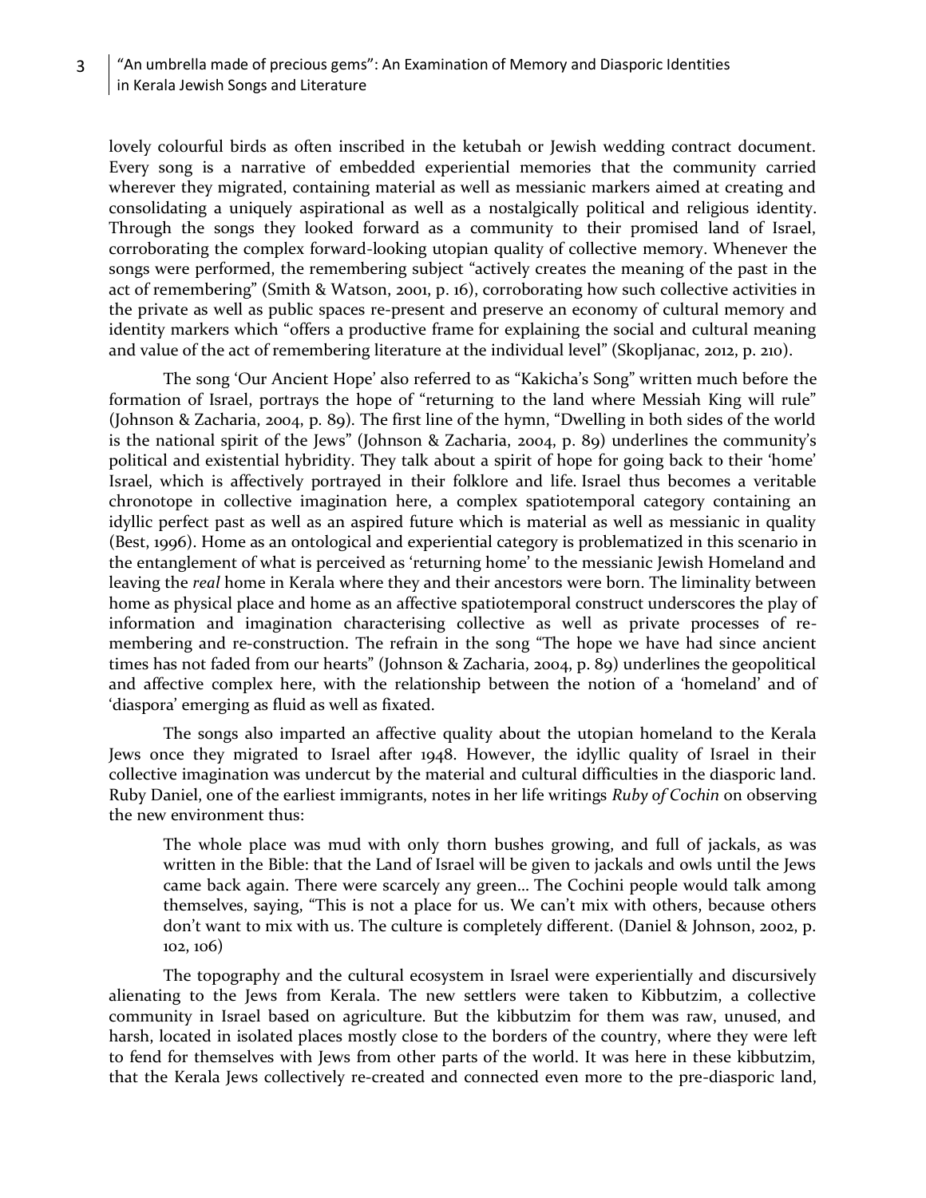lovely colourful birds as often inscribed in the ketubah or Jewish wedding contract document. Every song is a narrative of embedded experiential memories that the community carried wherever they migrated, containing material as well as messianic markers aimed at creating and consolidating a uniquely aspirational as well as a nostalgically political and religious identity. Through the songs they looked forward as a community to their promised land of Israel, corroborating the complex forward-looking utopian quality of collective memory. Whenever the songs were performed, the remembering subject "actively creates the meaning of the past in the act of remembering" (Smith & Watson, 2001, p. 16), corroborating how such collective activities in the private as well as public spaces re-present and preserve an economy of cultural memory and identity markers which "offers a productive frame for explaining the social and cultural meaning and value of the act of remembering literature at the individual level" (Skopljanac, 2012, p. 210).

The song 'Our Ancient Hope' also referred to as "Kakicha's Song" written much before the formation of Israel, portrays the hope of "returning to the land where Messiah King will rule" (Johnson & Zacharia, 2004, p. 89). The first line of the hymn, "Dwelling in both sides of the world is the national spirit of the Jews" (Johnson & Zacharia, 2004, p. 89) underlines the community's political and existential hybridity. They talk about a spirit of hope for going back to their 'home' Israel, which is affectively portrayed in their folklore and life. Israel thus becomes a veritable chronotope in collective imagination here, a complex spatiotemporal category containing an idyllic perfect past as well as an aspired future which is material as well as messianic in quality (Best, 1996). Home as an ontological and experiential category is problematized in this scenario in the entanglement of what is perceived as 'returning home' to the messianic Jewish Homeland and leaving the *real* home in Kerala where they and their ancestors were born. The liminality between home as physical place and home as an affective spatiotemporal construct underscores the play of information and imagination characterising collective as well as private processes of re-membering and re-construction. The refrain in the song "The hope we have had since ancient times has not faded from our hearts" (Johnson & Zacharia, 2004, p. 89) underlines the geopolitical and affective complex here, with the relationship between the notion of a 'homeland' and of 'diaspora' emerging as fluid as well as fixated.

The songs also imparted an affective quality about the utopian homeland to the Kerala Jews once they migrated to Israel after 1948. However, the idyllic quality of Israel in their collective imagination was undercut by the material and cultural difficulties in the diasporic land. Ruby Daniel, one of the earliest immigrants, notes in her life writings *Ruby of Cochin* on observing the new environment thus:

> The whole place was mud with only thorn bushes growing, and full of jackals, as was written in the Bible: that the Land of Israel will be given to jackals and owls until the Jews came back again. There were scarcely any green… The Cochini people would talk among themselves, saying, "This is not a place for us. We can't mix with others, because others don't want to mix with us. The culture is completely different. (Daniel & Johnson, 2002, p. 102, 106)

The topography and the cultural ecosystem in Israel were experientially and discursively alienating to the Jews from Kerala. The new settlers were taken to Kibbutzim, a collective community in Israel based on agriculture. But the kibbutzim for them was raw, unused, and harsh, located in isolated places mostly close to the borders of the country, where they were left to fend for themselves with Jews from other parts of the world. It was here in these kibbutzim, that the Kerala Jews collectively re-created and connected even more to the pre-diasporic land,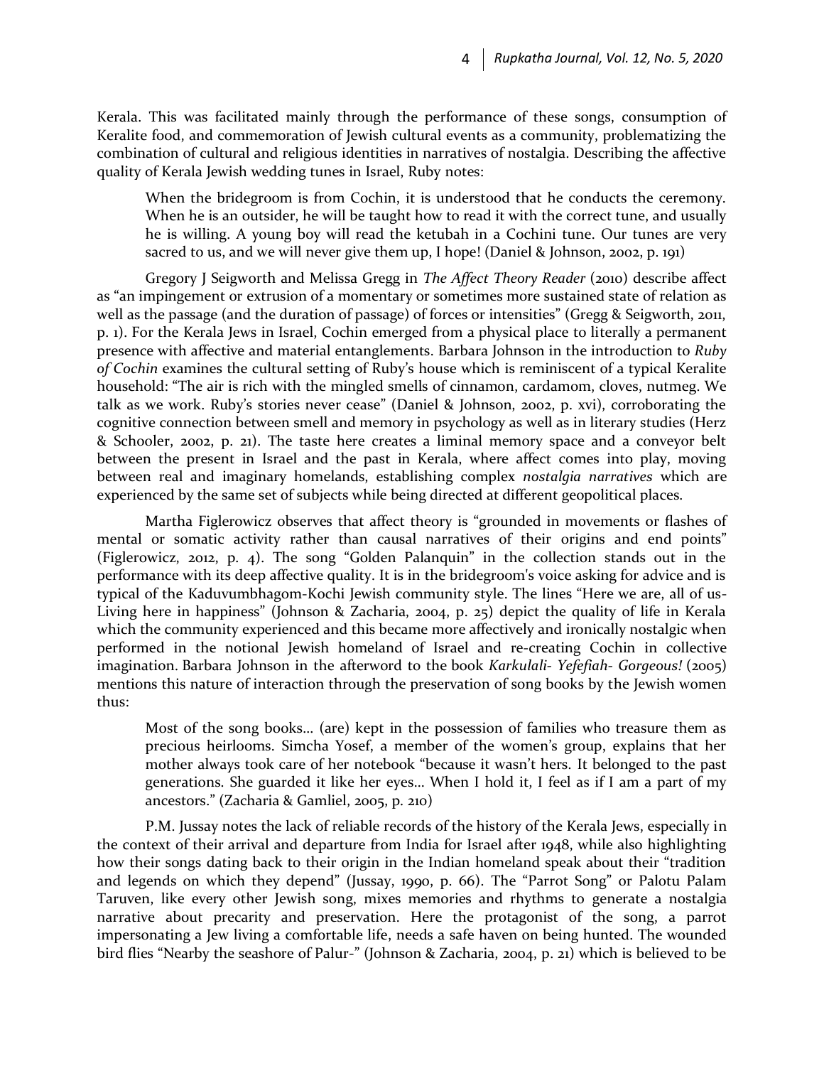Kerala. This was facilitated mainly through the performance of these songs, consumption of Keralite food, and commemoration of Jewish cultural events as a community, problematizing the combination of cultural and religious identities in narratives of nostalgia. Describing the affective quality of Kerala Jewish wedding tunes in Israel, Ruby notes:

> When the bridegroom is from Cochin, it is understood that he conducts the ceremony. When he is an outsider, he will be taught how to read it with the correct tune, and usually he is willing. A young boy will read the ketubah in a Cochini tune. Our tunes are very sacred to us, and we will never give them up, I hope! (Daniel & Johnson, 2002, p. 191)

Gregory J Seigworth and Melissa Gregg in *The Affect Theory Reader* (2010) describe affect as "an impingement or extrusion of a momentary or sometimes more sustained state of relation as well as the passage (and the duration of passage) of forces or intensities" (Gregg & Seigworth, 2011, p. 1). For the Kerala Jews in Israel, Cochin emerged from a physical place to literally a permanent presence with affective and material entanglements. Barbara Johnson in the introduction to *Ruby of Cochin* examines the cultural setting of Ruby's house which is reminiscent of a typical Keralite household: "The air is rich with the mingled smells of cinnamon, cardamom, cloves, nutmeg. We talk as we work. Ruby's stories never cease" (Daniel & Johnson, 2002, p. xvi), corroborating the cognitive connection between smell and memory in psychology as well as in literary studies (Herz & Schooler, 2002, p. 21). The taste here creates a liminal memory space and a conveyor belt between the present in Israel and the past in Kerala, where affect comes into play, moving between real and imaginary homelands, establishing complex *nostalgia narratives* which are experienced by the same set of subjects while being directed at different geopolitical places.

Martha Figlerowicz observes that affect theory is "grounded in movements or flashes of mental or somatic activity rather than causal narratives of their origins and end points" (Figlerowicz, 2012, p. 4). The song "Golden Palanquin" in the collection stands out in the performance with its deep affective quality. It is in the bridegroom's voice asking for advice and is typical of the Kaduvumbhagom-Kochi Jewish community style. The lines "Here we are, all of us- Living here in happiness" (Johnson & Zacharia, 2004, p. 25) depict the quality of life in Kerala which the community experienced and this became more affectively and ironically nostalgic when performed in the notional Jewish homeland of Israel and re-creating Cochin in collective imagination. Barbara Johnson in the afterword to the book *Karkulali- Yefefiah- Gorgeous!* (2005) mentions this nature of interaction through the preservation of song books by the Jewish women thus:

> Most of the song books… (are) kept in the possession of families who treasure them as precious heirlooms. Simcha Yosef, a member of the women's group, explains that her mother always took care of her notebook "because it wasn't hers. It belonged to the past generations. She guarded it like her eyes… When I hold it, I feel as if I am a part of my ancestors." (Zacharia & Gamliel, 2005, p. 210)

P.M. Jussay notes the lack of reliable records of the history of the Kerala Jews, especially in the context of their arrival and departure from India for Israel after 1948, while also highlighting how their songs dating back to their origin in the Indian homeland speak about their "tradition and legends on which they depend" (Jussay, 1990, p. 66). The "Parrot Song" or Palotu Palam Taruven, like every other Jewish song, mixes memories and rhythms to generate a nostalgia narrative about precarity and preservation. Here the protagonist of the song, a parrot impersonating a Jew living a comfortable life, needs a safe haven on being hunted. The wounded bird flies "Nearby the seashore of Palur-" (Johnson & Zacharia, 2004, p. 21) which is believed to be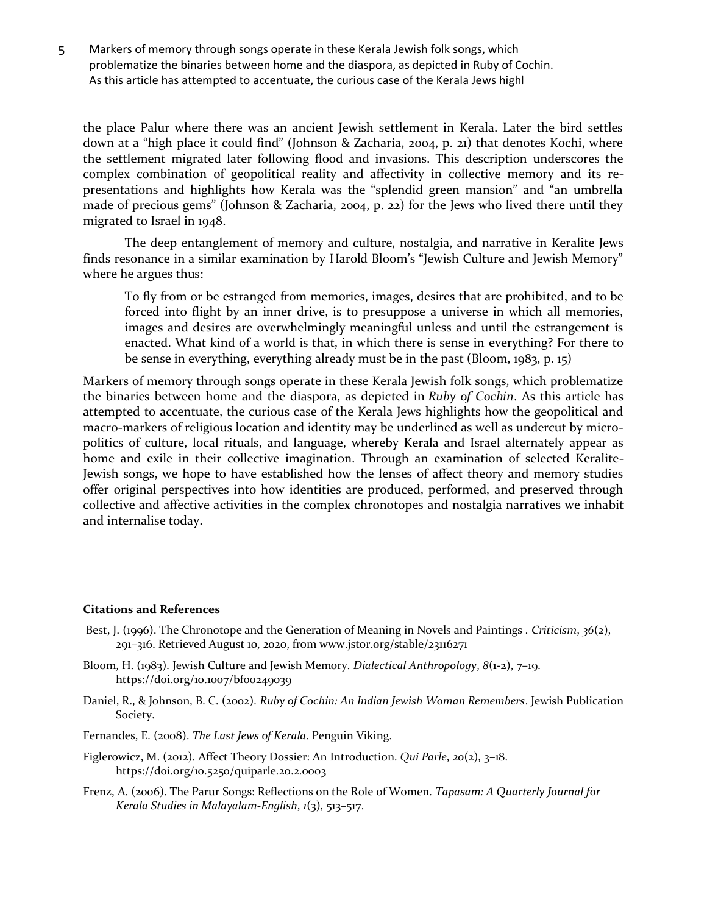the place Palur where there was an ancient Jewish settlement in Kerala. Later the bird settles down at a "high place it could find" (Johnson & Zacharia, 2004, p. 21) that denotes Kochi, where the settlement migrated later following flood and invasions. This description underscores the complex combination of geopolitical reality and affectivity in collective memory and its re-presentations and highlights how Kerala was the "splendid green mansion" and "an umbrella made of precious gems" (Johnson & Zacharia, 2004, p. 22) for the Jews who lived there until they migrated to Israel in 1948.

The deep entanglement of memory and culture, nostalgia, and narrative in Keralite Jews finds resonance in a similar examination by Harold Bloom's "Jewish Culture and Jewish Memory" where he argues thus:

> To fly from or be estranged from memories, images, desires that are prohibited, and to be forced into flight by an inner drive, is to presuppose a universe in which all memories, images and desires are overwhelmingly meaningful unless and until the estrangement is enacted. What kind of a world is that, in which there is sense in everything? For there to be sense in everything, everything already must be in the past (Bloom, 1983, p. 15)

Markers of memory through songs operate in these Kerala Jewish folk songs, which problematize the binaries between home and the diaspora, as depicted in *Ruby of Cochin*. As this article has attempted to accentuate, the curious case of the Kerala Jews highlights how the geopolitical and macro-markers of religious location and identity may be underlined as well as undercut by micro-politics of culture, local rituals, and language, whereby Kerala and Israel alternately appear as home and exile in their collective imagination. Through an examination of selected Keralite-Jewish songs, we hope to have established how the lenses of affect theory and memory studies offer original perspectives into how identities are produced, performed, and preserved through collective and affective activities in the complex chronotopes and nostalgia narratives we inhabit and internalise today.

**Citations and References**

Best, J. (1996). The Chronotope and the Generation of Meaning in Novels and Paintings . *Criticism*, *36*(2), 291–316. Retrieved August 10, 2020, from www.jstor.org/stable/23116271

Bloom, H. (1983). Jewish Culture and Jewish Memory. *Dialectical Anthropology*, *8*(1-2), 7–19. https://doi.org/10.1007/bf00249039

Daniel, R., & Johnson, B. C. (2002). *Ruby of Cochin: An Indian Jewish Woman Remembers*. Jewish Publication Society.

Fernandes, E. (2008). *The Last Jews of Kerala*. Penguin Viking.

Figlerowicz, M. (2012). Affect Theory Dossier: An Introduction. *Qui Parle*, *20*(2), 3–18. https://doi.org/10.5250/quiparle.20.2.0003

Frenz, A. (2006). The Parur Songs: Reflections on the Role of Women. *Tapasam: A Quarterly Journal for Kerala Studies in Malayalam-English*, *1*(3), 513–517.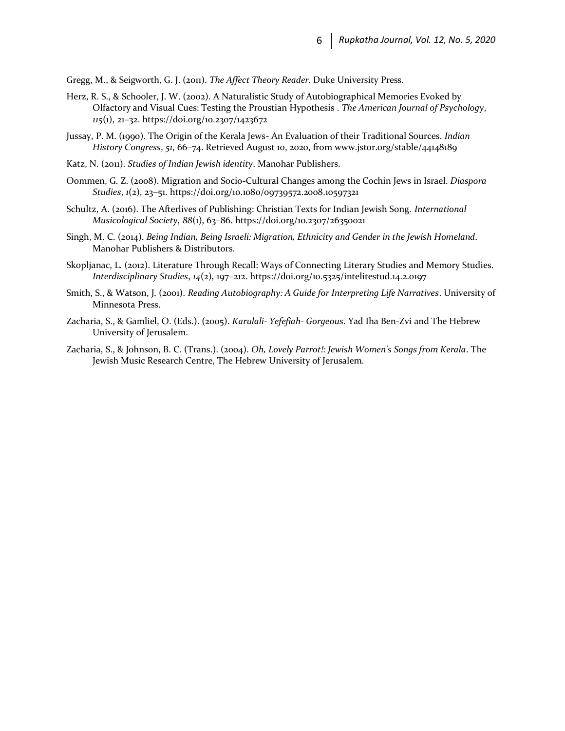Gregg, M., & Seigworth, G. J. (2011). *The Affect Theory Reader*. Duke University Press.

Herz, R. S., & Schooler, J. W. (2002). A Naturalistic Study of Autobiographical Memories Evoked by Olfactory and Visual Cues: Testing the Proustian Hypothesis . *The American Journal of Psychology*, *115*(1), 21–32. https://doi.org/10.2307/1423672

Jussay, P. M. (1990). The Origin of the Kerala Jews- An Evaluation of their Traditional Sources. *Indian History Congress*, *51*, 66–74. Retrieved August 10, 2020, from www.jstor.org/stable/44148189

Katz, N. (2011). *Studies of Indian Jewish identity*. Manohar Publishers.

Oommen, G. Z. (2008). Migration and Socio-Cultural Changes among the Cochin Jews in Israel. *Diaspora Studies*, *1*(2), 23–51. https://doi.org/10.1080/09739572.2008.10597321

Schultz, A. (2016). The Afterlives of Publishing: Christian Texts for Indian Jewish Song. *International Musicological Society*, *88*(1), 63–86. https://doi.org/10.2307/26350021

Singh, M. C. (2014). *Being Indian, Being Israeli: Migration, Ethnicity and Gender in the Jewish Homeland*. Manohar Publishers & Distributors.

Skopljanac, L. (2012). Literature Through Recall: Ways of Connecting Literary Studies and Memory Studies. *Interdisciplinary Studies*, *14*(2), 197–212. https://doi.org/10.5325/intelitestud.14.2.0197

Smith, S., & Watson, J. (2001). *Reading Autobiography: A Guide for Interpreting Life Narratives*. University of Minnesota Press.

Zacharia, S., & Gamliel, O. (Eds.). (2005). *Karulali- Yefefiah- Gorgeous*. Yad Iha Ben-Zvi and The Hebrew University of Jerusalem.

Zacharia, S., & Johnson, B. C. (Trans.). (2004). *Oh, Lovely Parrot!: Jewish Women's Songs from Kerala*. The Jewish Music Research Centre, The Hebrew University of Jerusalem.